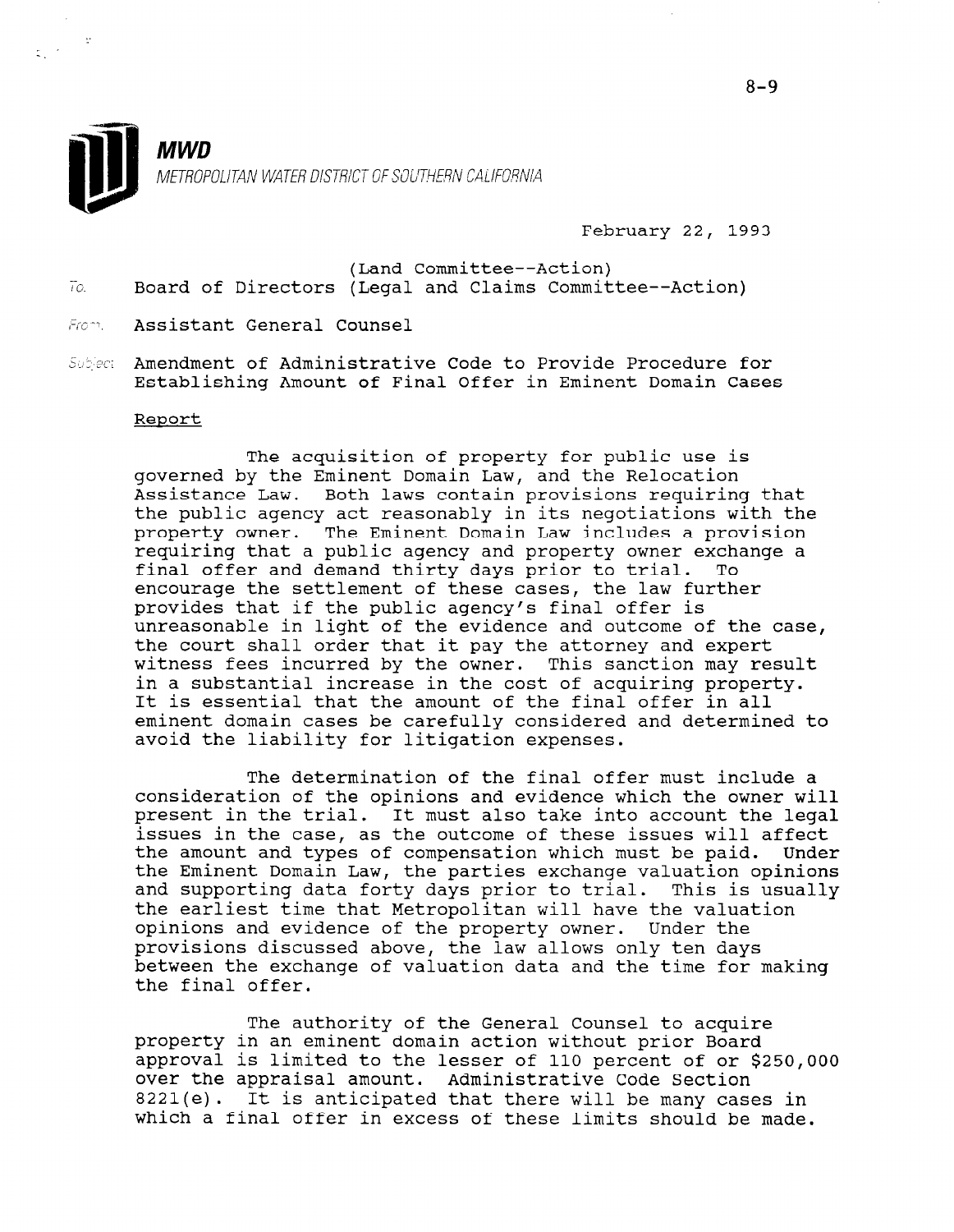**MWD**
METROPOLITAN WATER DISTRICT OF SOUTHERN CALIFORNIA

February 22, 1993

(Land Committee--Action)
To: Board of Directors (Legal and Claims Committee--Action)

From: Assistant General Counsel

Subject: Amendment of Administrative Code to Provide Procedure for Establishing Amount of Final Offer in Eminent Domain Cases

Report

The acquisition of property for public use is governed by the Eminent Domain Law, and the Relocation Assistance Law. Both laws contain provisions requiring that the public agency act reasonably in its negotiations with the property owner. The Eminent Domain Law includes a provision requiring that a public agency and property owner exchange a final offer and demand thirty days prior to trial. To encourage the settlement of these cases, the law further provides that if the public agency's final offer is unreasonable in light of the evidence and outcome of the case, the court shall order that it pay the attorney and expert witness fees incurred by the owner. This sanction may result in a substantial increase in the cost of acquiring property. It is essential that the amount of the final offer in all eminent domain cases be carefully considered and determined to avoid the liability for litigation expenses.

The determination of the final offer must include a consideration of the opinions and evidence which the owner will present in the trial. It must also take into account the legal issues in the case, as the outcome of these issues will affect the amount and types of compensation which must be paid. Under the Eminent Domain Law, the parties exchange valuation opinions and supporting data forty days prior to trial. This is usually the earliest time that Metropolitan will have the valuation opinions and evidence of the property owner. Under the provisions discussed above, the law allows only ten days between the exchange of valuation data and the time for making the final offer.

The authority of the General Counsel to acquire property in an eminent domain action without prior Board approval is limited to the lesser of 110 percent of or $250,000 over the appraisal amount. Administrative Code Section 8221(e). It is anticipated that there will be many cases in which a final offer in excess of these limits should be made.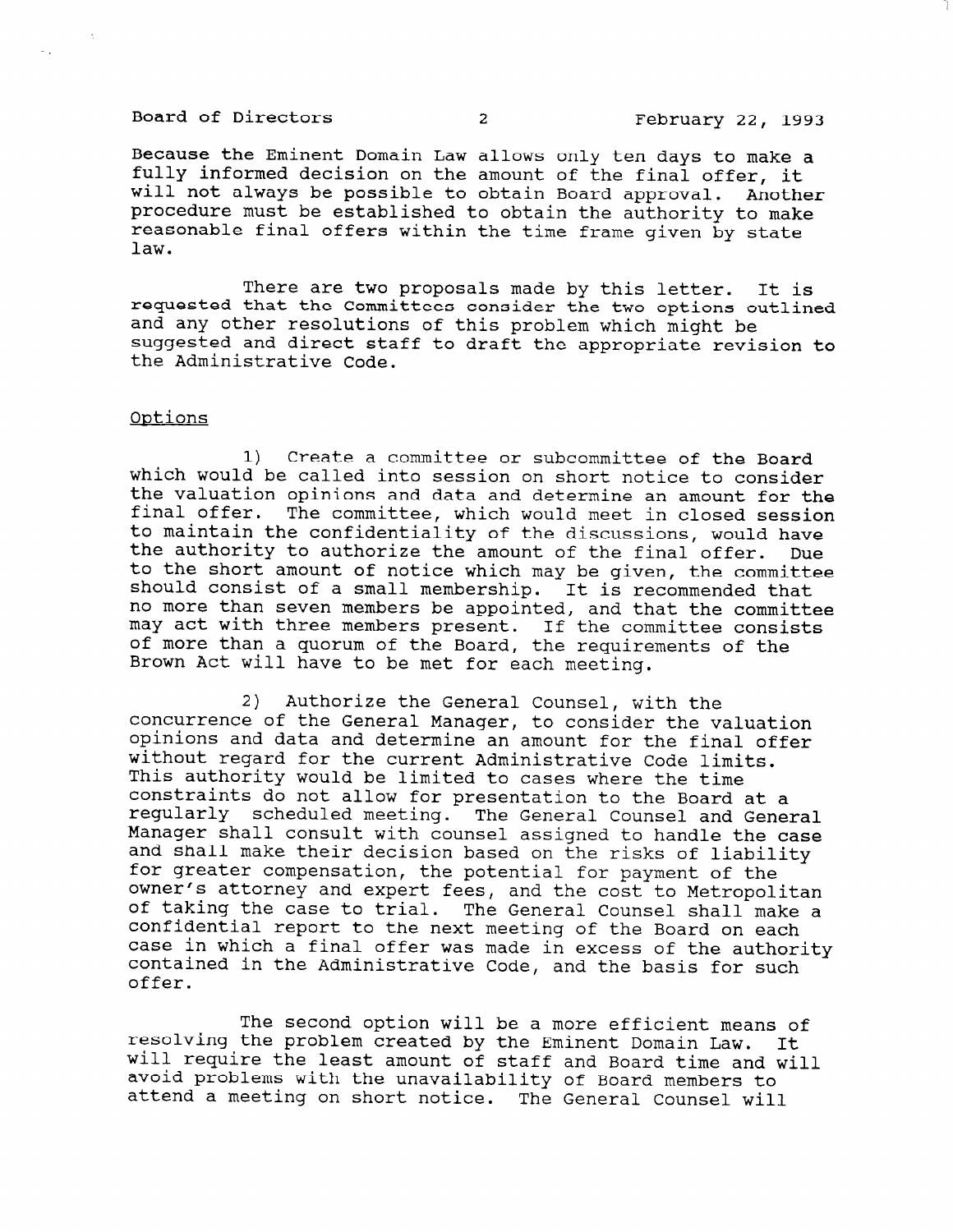Because the Eminent Domain Law allows only ten days to make a fully informed decision on the amount of the final offer, it will not always be possible to obtain Board approval. Another procedure must be established to obtain the authority to make reasonable final offers within the time frame given by state law.

There are two proposals made by this letter. It is requested that the Committees consider the two options outlined and any other resolutions of this problem which might be suggested and direct staff to draft the appropriate revision to the Administrative Code.

Options

1) Create a committee or subcommittee of the Board which would be called into session on short notice to consider the valuation opinions and data and determine an amount for the final offer. The committee, which would meet in closed session to maintain the confidentiality of the discussions, would have the authority to authorize the amount of the final offer. Due to the short amount of notice which may be given, the committee should consist of a small membership. It is recommended that no more than seven members be appointed, and that the committee may act with three members present. If the committee consists of more than a quorum of the Board, the requirements of the Brown Act will have to be met for each meeting.

2) Authorize the General Counsel, with the concurrence of the General Manager, to consider the valuation opinions and data and determine an amount for the final offer without regard for the current Administrative Code limits. This authority would be limited to cases where the time constraints do not allow for presentation to the Board at a regularly scheduled meeting. The General Counsel and General Manager shall consult with counsel assigned to handle the case and shall make their decision based on the risks of liability for greater compensation, the potential for payment of the owner's attorney and expert fees, and the cost to Metropolitan of taking the case to trial. The General Counsel shall make a confidential report to the next meeting of the Board on each case in which a final offer was made in excess of the authority contained in the Administrative Code, and the basis for such offer.

The second option will be a more efficient means of resolving the problem created by the Eminent Domain Law. It will require the least amount of staff and Board time and will avoid problems with the unavailability of Board members to attend a meeting on short notice. The General Counsel will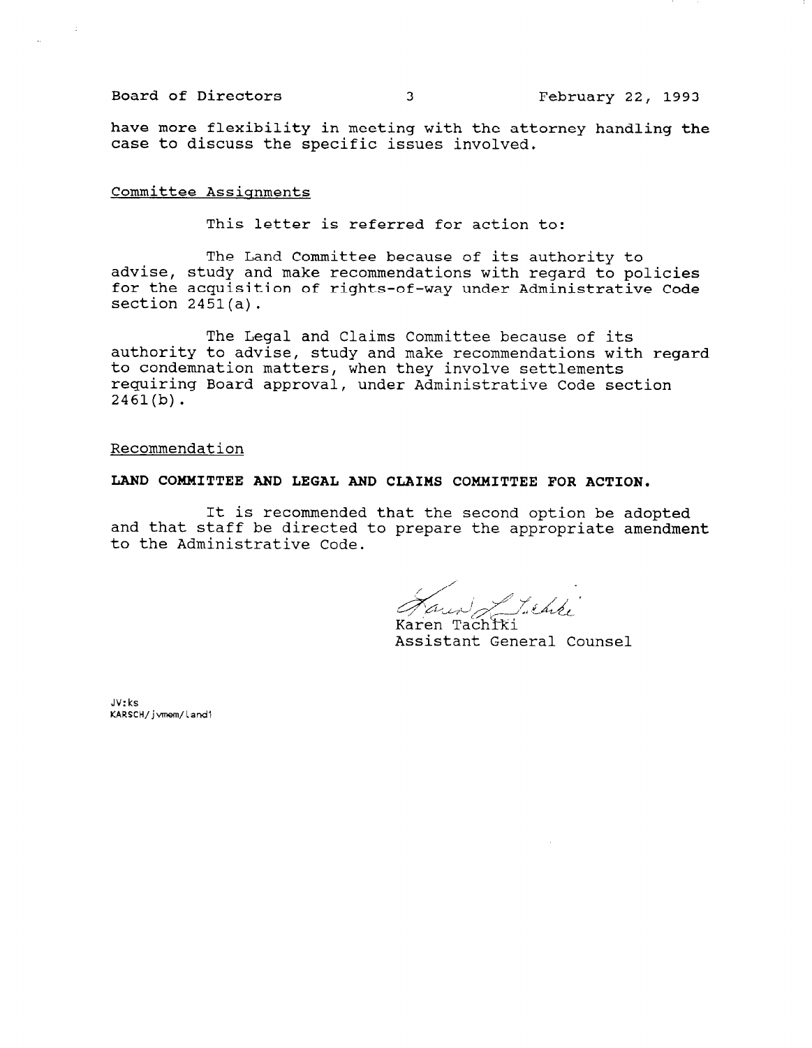have more flexibility in meeting with the attorney handling the case to discuss the specific issues involved.

Committee Assignments

This letter is referred for action to:

The Land Committee because of its authority to advise, study and make recommendations with regard to policies for the acquisition of rights-of-way under Administrative Code section 2451(a).

The Legal and Claims Committee because of its authority to advise, study and make recommendations with regard to condemnation matters, when they involve settlements requiring Board approval, under Administrative Code section 2461(b).

Recommendation

**LAND COMMITTEE AND LEGAL AND CLAIMS COMMITTEE FOR ACTION.**

It is recommended that the second option be adopted and that staff be directed to prepare the appropriate amendment to the Administrative Code.

Karen L. Tachiki

Karen Tachiki
Assistant General Counsel

JV:ks
KARSCH/jvmem/Land1